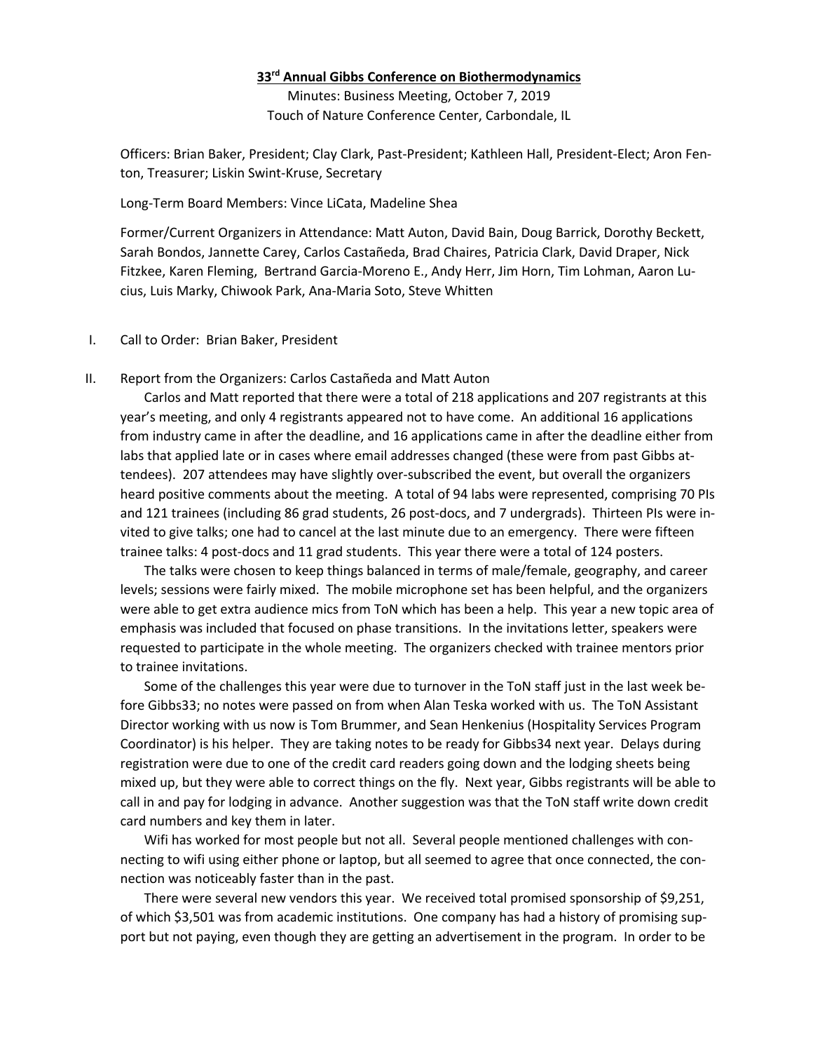# 33rd Annual Gibbs Conference on Biothermodynamics

Minutes: Business Meeting, October 7, 2019

Touch of Nature Conference Center, Carbondale, IL

Officers: Brian Baker, President; Clay Clark, Past-President; Kathleen Hall, President-Elect; Aron Fenton, Treasurer; Liskin Swint-Kruse, Secretary

Long-Term Board Members: Vince LiCata, Madeline Shea

Former/Current Organizers in Attendance: Matt Auton, David Bain, Doug Barrick, Dorothy Beckett, Sarah Bondos, Jannette Carey, Carlos Castañeda, Brad Chaires, Patricia Clark, David Draper, Nick Fitzkee, Karen Fleming, Bertrand Garcia-Moreno E., Andy Herr, Jim Horn, Tim Lohman, Aaron Lucius, Luis Marky, Chiwook Park, Ana-Maria Soto, Steve Whitten

I. Call to Order: Brian Baker, President

II. Report from the Organizers: Carlos Castañeda and Matt Auton

Carlos and Matt reported that there were a total of 218 applications and 207 registrants at this year's meeting, and only 4 registrants appeared not to have come. An additional 16 applications from industry came in after the deadline, and 16 applications came in after the deadline either from labs that applied late or in cases where email addresses changed (these were from past Gibbs attendees). 207 attendees may have slightly over-subscribed the event, but overall the organizers heard positive comments about the meeting. A total of 94 labs were represented, comprising 70 PIs and 121 trainees (including 86 grad students, 26 post-docs, and 7 undergrads). Thirteen PIs were invited to give talks; one had to cancel at the last minute due to an emergency. There were fifteen trainee talks: 4 post-docs and 11 grad students. This year there were a total of 124 posters.

The talks were chosen to keep things balanced in terms of male/female, geography, and career levels; sessions were fairly mixed. The mobile microphone set has been helpful, and the organizers were able to get extra audience mics from ToN which has been a help. This year a new topic area of emphasis was included that focused on phase transitions. In the invitations letter, speakers were requested to participate in the whole meeting. The organizers checked with trainee mentors prior to trainee invitations.

Some of the challenges this year were due to turnover in the ToN staff just in the last week before Gibbs33; no notes were passed on from when Alan Teska worked with us. The ToN Assistant Director working with us now is Tom Brummer, and Sean Henkenius (Hospitality Services Program Coordinator) is his helper. They are taking notes to be ready for Gibbs34 next year. Delays during registration were due to one of the credit card readers going down and the lodging sheets being mixed up, but they were able to correct things on the fly. Next year, Gibbs registrants will be able to call in and pay for lodging in advance. Another suggestion was that the ToN staff write down credit card numbers and key them in later.

Wifi has worked for most people but not all. Several people mentioned challenges with connecting to wifi using either phone or laptop, but all seemed to agree that once connected, the connection was noticeably faster than in the past.

There were several new vendors this year. We received total promised sponsorship of $9,251, of which $3,501 was from academic institutions. One company has had a history of promising support but not paying, even though they are getting an advertisement in the program. In order to be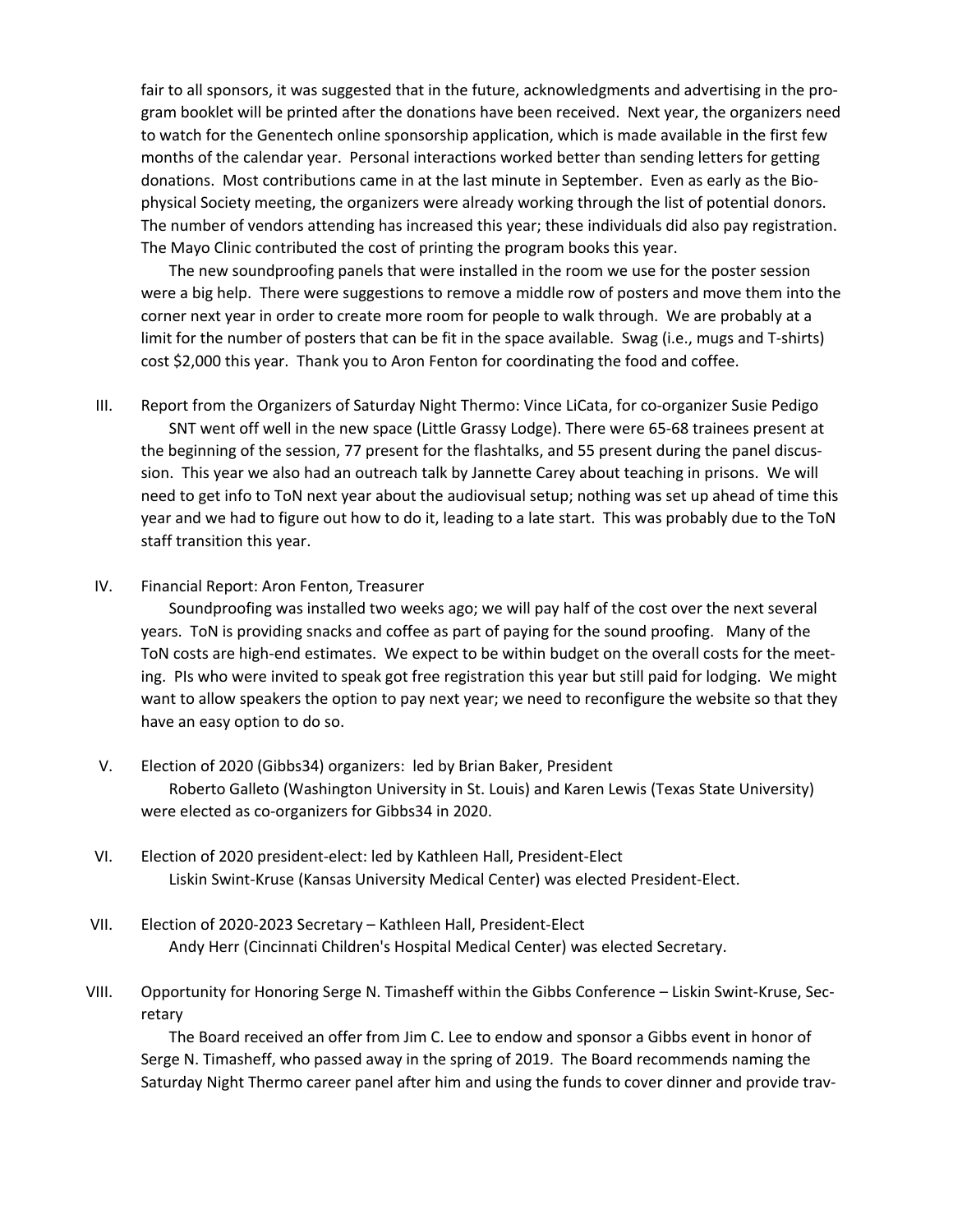fair to all sponsors, it was suggested that in the future, acknowledgments and advertising in the program booklet will be printed after the donations have been received. Next year, the organizers need to watch for the Genentech online sponsorship application, which is made available in the first few months of the calendar year. Personal interactions worked better than sending letters for getting donations. Most contributions came in at the last minute in September. Even as early as the Biophysical Society meeting, the organizers were already working through the list of potential donors. The number of vendors attending has increased this year; these individuals did also pay registration. The Mayo Clinic contributed the cost of printing the program books this year.

The new soundproofing panels that were installed in the room we use for the poster session were a big help. There were suggestions to remove a middle row of posters and move them into the corner next year in order to create more room for people to walk through. We are probably at a limit for the number of posters that can be fit in the space available. Swag (i.e., mugs and T-shirts) cost $2,000 this year. Thank you to Aron Fenton for coordinating the food and coffee.

III. Report from the Organizers of Saturday Night Thermo: Vince LiCata, for co-organizer Susie Pedigo

SNT went off well in the new space (Little Grassy Lodge). There were 65-68 trainees present at the beginning of the session, 77 present for the flashtalks, and 55 present during the panel discussion. This year we also had an outreach talk by Jannette Carey about teaching in prisons. We will need to get info to ToN next year about the audiovisual setup; nothing was set up ahead of time this year and we had to figure out how to do it, leading to a late start. This was probably due to the ToN staff transition this year.

IV. Financial Report: Aron Fenton, Treasurer

Soundproofing was installed two weeks ago; we will pay half of the cost over the next several years. ToN is providing snacks and coffee as part of paying for the sound proofing. Many of the ToN costs are high-end estimates. We expect to be within budget on the overall costs for the meeting. PIs who were invited to speak got free registration this year but still paid for lodging. We might want to allow speakers the option to pay next year; we need to reconfigure the website so that they have an easy option to do so.

V. Election of 2020 (Gibbs34) organizers: led by Brian Baker, President

Roberto Galleto (Washington University in St. Louis) and Karen Lewis (Texas State University) were elected as co-organizers for Gibbs34 in 2020.

VI. Election of 2020 president-elect: led by Kathleen Hall, President-Elect

Liskin Swint-Kruse (Kansas University Medical Center) was elected President-Elect.

VII. Election of 2020-2023 Secretary – Kathleen Hall, President-Elect

Andy Herr (Cincinnati Children's Hospital Medical Center) was elected Secretary.

VIII. Opportunity for Honoring Serge N. Timasheff within the Gibbs Conference – Liskin Swint-Kruse, Secretary

The Board received an offer from Jim C. Lee to endow and sponsor a Gibbs event in honor of Serge N. Timasheff, who passed away in the spring of 2019. The Board recommends naming the Saturday Night Thermo career panel after him and using the funds to cover dinner and provide trav-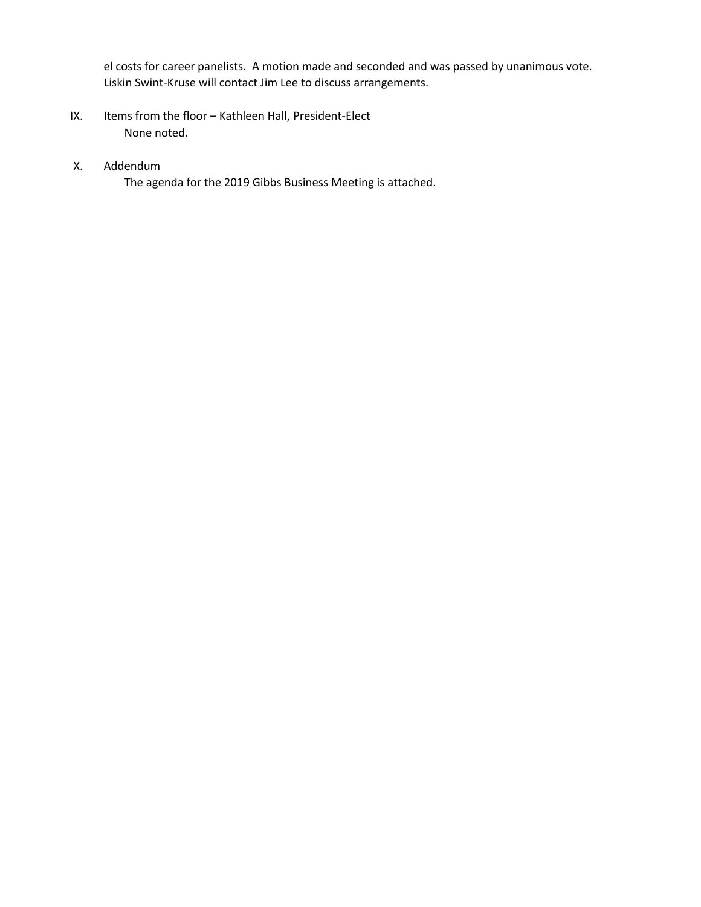el costs for career panelists. A motion made and seconded and was passed by unanimous vote. Liskin Swint-Kruse will contact Jim Lee to discuss arrangements.

IX. Items from the floor – Kathleen Hall, President-Elect

None noted.

X. Addendum

The agenda for the 2019 Gibbs Business Meeting is attached.